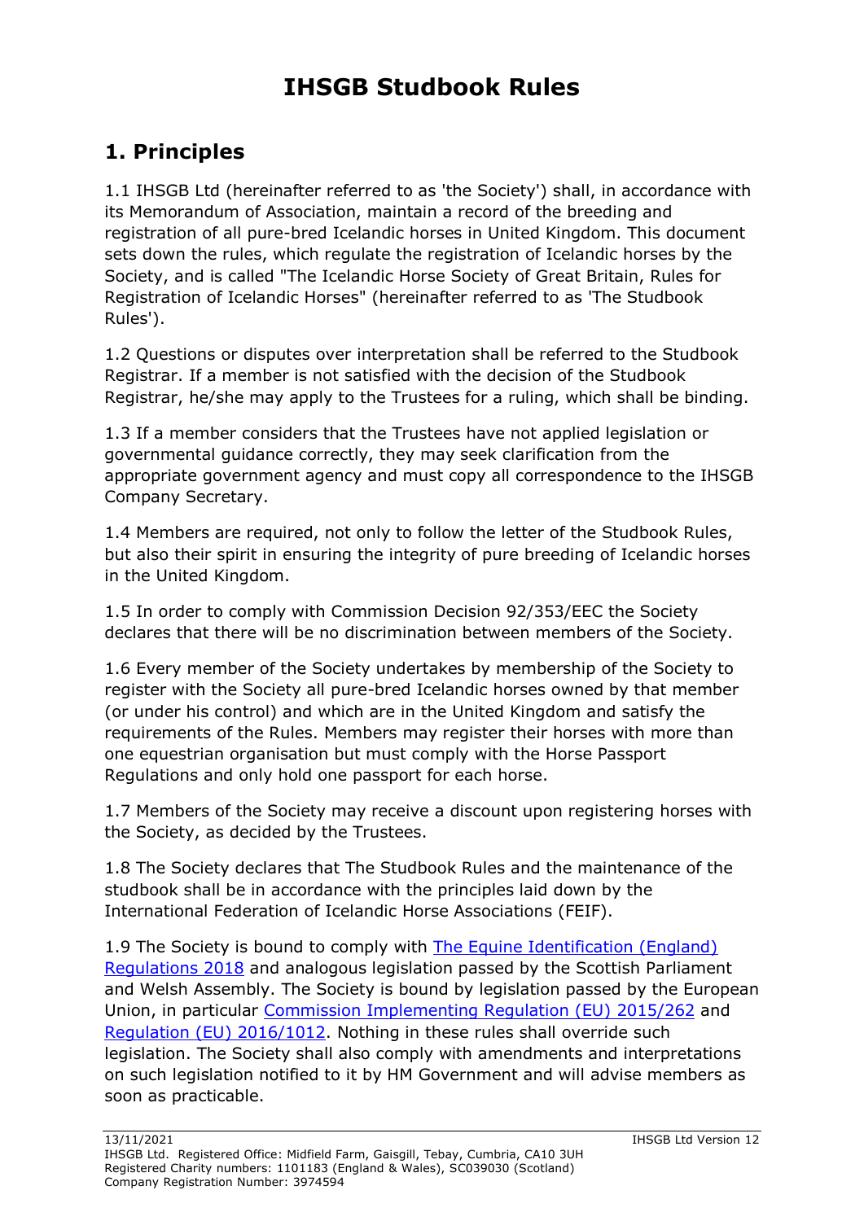# IHSGB Studbook Rules

## 1. Principles

1.1 IHSGB Ltd (hereinafter referred to as 'the Society') shall, in accordance with its Memorandum of Association, maintain a record of the breeding and registration of all pure-bred Icelandic horses in United Kingdom. This document sets down the rules, which regulate the registration of Icelandic horses by the Society, and is called "The Icelandic Horse Society of Great Britain, Rules for Registration of Icelandic Horses" (hereinafter referred to as 'The Studbook Rules').

1.2 Questions or disputes over interpretation shall be referred to the Studbook Registrar. If a member is not satisfied with the decision of the Studbook Registrar, he/she may apply to the Trustees for a ruling, which shall be binding.

1.3 If a member considers that the Trustees have not applied legislation or governmental guidance correctly, they may seek clarification from the appropriate government agency and must copy all correspondence to the IHSGB Company Secretary.

1.4 Members are required, not only to follow the letter of the Studbook Rules, but also their spirit in ensuring the integrity of pure breeding of Icelandic horses in the United Kingdom.

1.5 In order to comply with Commission Decision 92/353/EEC the Society declares that there will be no discrimination between members of the Society.

1.6 Every member of the Society undertakes by membership of the Society to register with the Society all pure-bred Icelandic horses owned by that member (or under his control) and which are in the United Kingdom and satisfy the requirements of the Rules. Members may register their horses with more than one equestrian organisation but must comply with the Horse Passport Regulations and only hold one passport for each horse.

1.7 Members of the Society may receive a discount upon registering horses with the Society, as decided by the Trustees.

1.8 The Society declares that The Studbook Rules and the maintenance of the studbook shall be in accordance with the principles laid down by the International Federation of Icelandic Horse Associations (FEIF).

1.9 The Society is bound to comply with The Equine Identification (England) Regulations 2018 and analogous legislation passed by the Scottish Parliament and Welsh Assembly. The Society is bound by legislation passed by the European Union, in particular Commission Implementing Regulation (EU) 2015/262 and Regulation (EU) 2016/1012. Nothing in these rules shall override such legislation. The Society shall also comply with amendments and interpretations on such legislation notified to it by HM Government and will advise members as soon as practicable.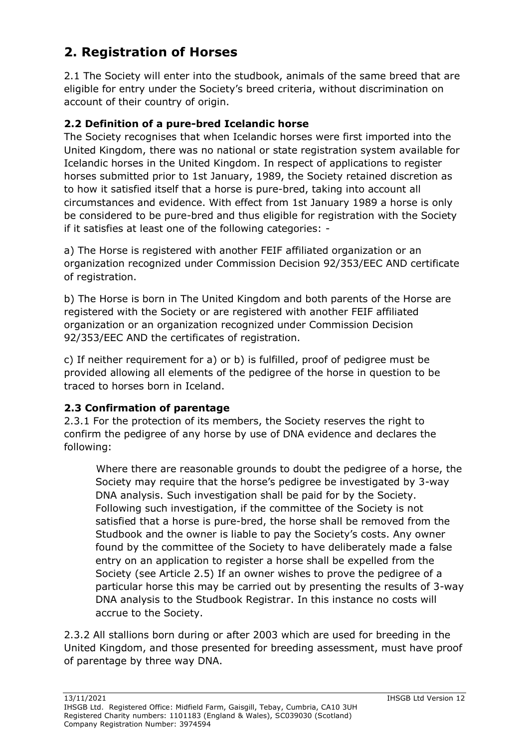## 2. Registration of Horses

2.1 The Society will enter into the studbook, animals of the same breed that are eligible for entry under the Society's breed criteria, without discrimination on account of their country of origin.

### 2.2 Definition of a pure-bred Icelandic horse

The Society recognises that when Icelandic horses were first imported into the United Kingdom, there was no national or state registration system available for Icelandic horses in the United Kingdom. In respect of applications to register horses submitted prior to 1st January, 1989, the Society retained discretion as to how it satisfied itself that a horse is pure-bred, taking into account all circumstances and evidence. With effect from 1st January 1989 a horse is only be considered to be pure-bred and thus eligible for registration with the Society if it satisfies at least one of the following categories: -

a) The Horse is registered with another FEIF affiliated organization or an organization recognized under Commission Decision 92/353/EEC AND certificate of registration.

b) The Horse is born in The United Kingdom and both parents of the Horse are registered with the Society or are registered with another FEIF affiliated organization or an organization recognized under Commission Decision 92/353/EEC AND the certificates of registration.

c) If neither requirement for a) or b) is fulfilled, proof of pedigree must be provided allowing all elements of the pedigree of the horse in question to be traced to horses born in Iceland.

### 2.3 Confirmation of parentage

2.3.1 For the protection of its members, the Society reserves the right to confirm the pedigree of any horse by use of DNA evidence and declares the following:

> Where there are reasonable grounds to doubt the pedigree of a horse, the Society may require that the horse's pedigree be investigated by 3-way DNA analysis. Such investigation shall be paid for by the Society. Following such investigation, if the committee of the Society is not satisfied that a horse is pure-bred, the horse shall be removed from the Studbook and the owner is liable to pay the Society's costs. Any owner found by the committee of the Society to have deliberately made a false entry on an application to register a horse shall be expelled from the Society (see Article 2.5) If an owner wishes to prove the pedigree of a particular horse this may be carried out by presenting the results of 3-way DNA analysis to the Studbook Registrar. In this instance no costs will accrue to the Society.

2.3.2 All stallions born during or after 2003 which are used for breeding in the United Kingdom, and those presented for breeding assessment, must have proof of parentage by three way DNA.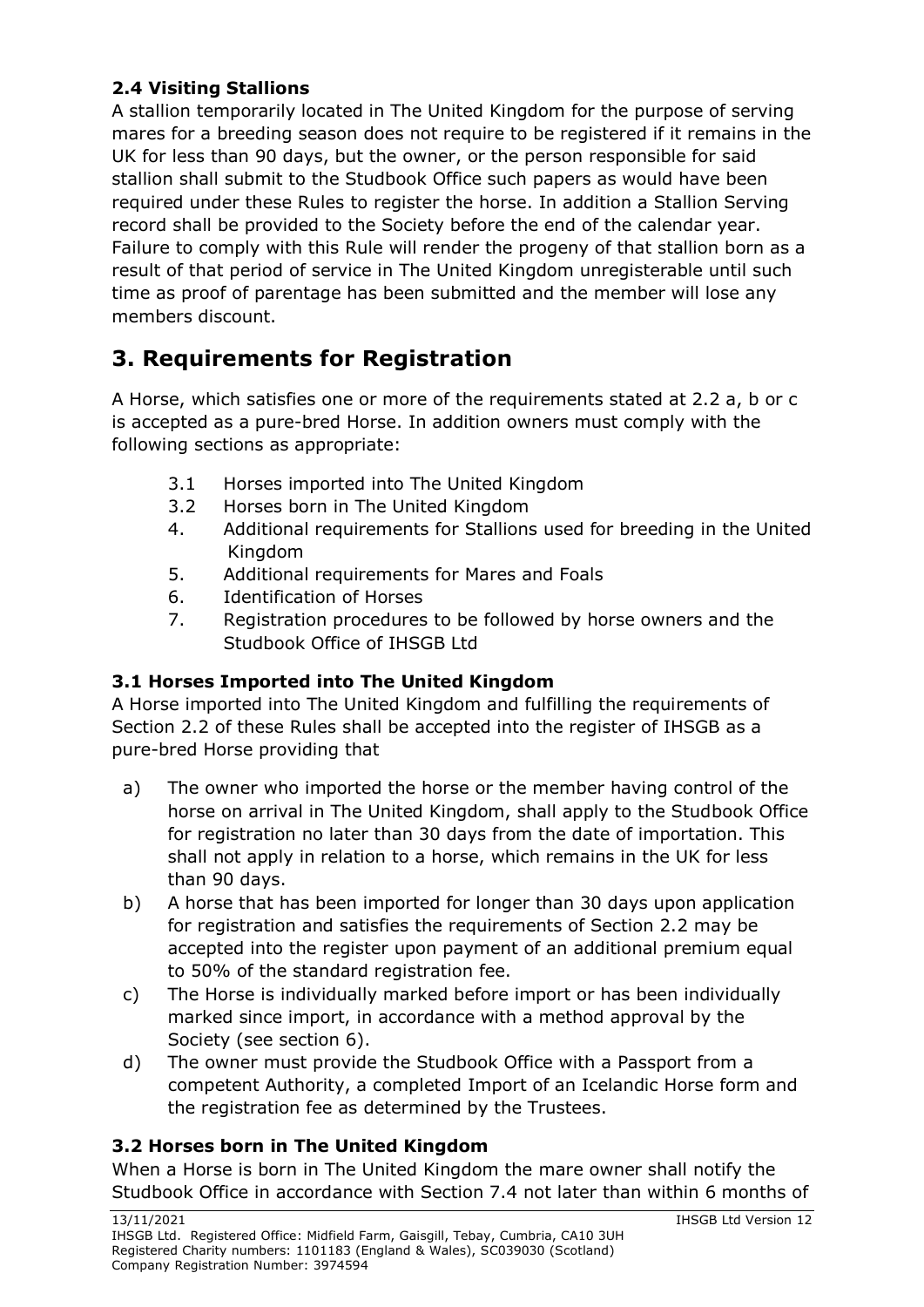### 2.4 Visiting Stallions

A stallion temporarily located in The United Kingdom for the purpose of serving mares for a breeding season does not require to be registered if it remains in the UK for less than 90 days, but the owner, or the person responsible for said stallion shall submit to the Studbook Office such papers as would have been required under these Rules to register the horse. In addition a Stallion Serving record shall be provided to the Society before the end of the calendar year. Failure to comply with this Rule will render the progeny of that stallion born as a result of that period of service in The United Kingdom unregisterable until such time as proof of parentage has been submitted and the member will lose any members discount.

## 3. Requirements for Registration

A Horse, which satisfies one or more of the requirements stated at 2.2 a, b or c is accepted as a pure-bred Horse. In addition owners must comply with the following sections as appropriate:

- 3.1 Horses imported into The United Kingdom
- 3.2 Horses born in The United Kingdom
- 4. Additional requirements for Stallions used for breeding in the United Kingdom
- 5. Additional requirements for Mares and Foals
- 6. Identification of Horses
- 7. Registration procedures to be followed by horse owners and the Studbook Office of IHSGB Ltd

### 3.1 Horses Imported into The United Kingdom

A Horse imported into The United Kingdom and fulfilling the requirements of Section 2.2 of these Rules shall be accepted into the register of IHSGB as a pure-bred Horse providing that

a) The owner who imported the horse or the member having control of the horse on arrival in The United Kingdom, shall apply to the Studbook Office for registration no later than 30 days from the date of importation. This shall not apply in relation to a horse, which remains in the UK for less than 90 days.

b) A horse that has been imported for longer than 30 days upon application for registration and satisfies the requirements of Section 2.2 may be accepted into the register upon payment of an additional premium equal to 50% of the standard registration fee.

c) The Horse is individually marked before import or has been individually marked since import, in accordance with a method approval by the Society (see section 6).

d) The owner must provide the Studbook Office with a Passport from a competent Authority, a completed Import of an Icelandic Horse form and the registration fee as determined by the Trustees.

### 3.2 Horses born in The United Kingdom

When a Horse is born in The United Kingdom the mare owner shall notify the Studbook Office in accordance with Section 7.4 not later than within 6 months of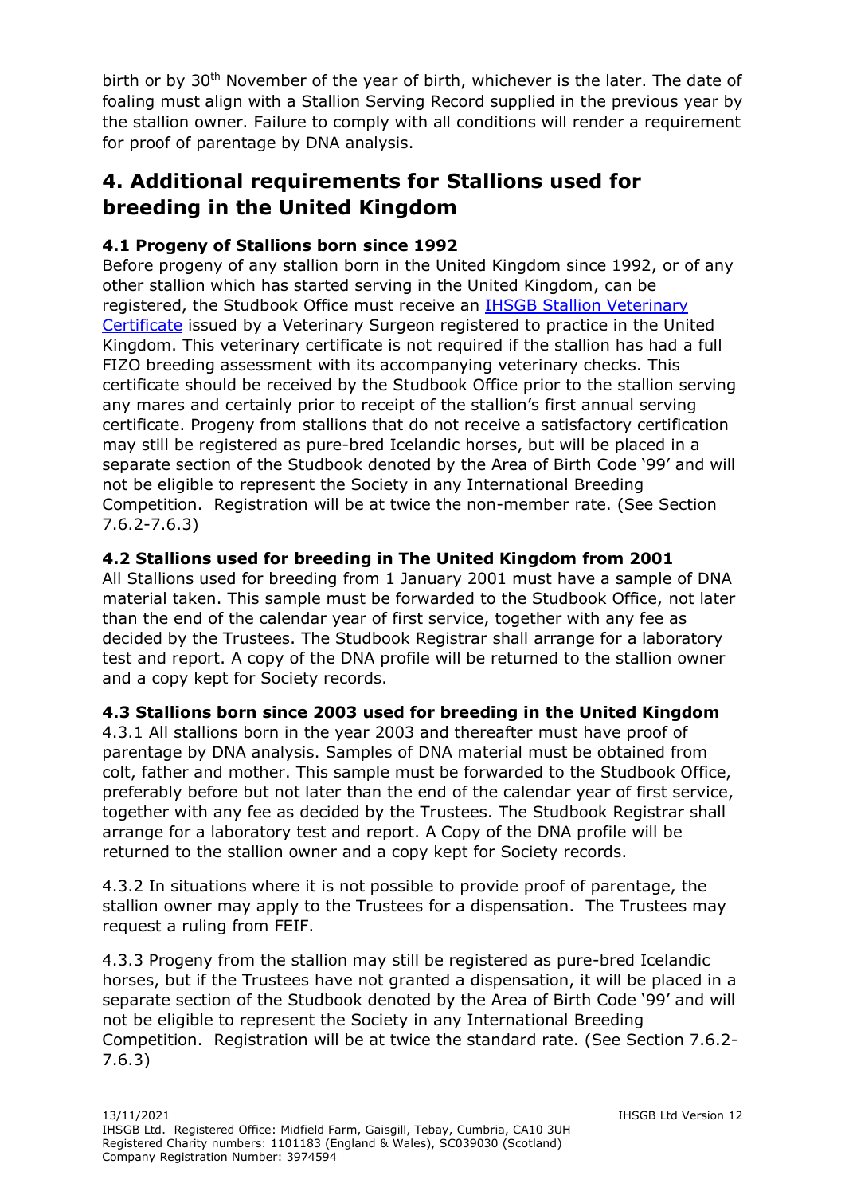birth or by 30th November of the year of birth, whichever is the later. The date of foaling must align with a Stallion Serving Record supplied in the previous year by the stallion owner. Failure to comply with all conditions will render a requirement for proof of parentage by DNA analysis.

## 4. Additional requirements for Stallions used for breeding in the United Kingdom

### 4.1 Progeny of Stallions born since 1992

Before progeny of any stallion born in the United Kingdom since 1992, or of any other stallion which has started serving in the United Kingdom, can be registered, the Studbook Office must receive an IHSGB Stallion Veterinary Certificate issued by a Veterinary Surgeon registered to practice in the United Kingdom. This veterinary certificate is not required if the stallion has had a full FIZO breeding assessment with its accompanying veterinary checks. This certificate should be received by the Studbook Office prior to the stallion serving any mares and certainly prior to receipt of the stallion's first annual serving certificate. Progeny from stallions that do not receive a satisfactory certification may still be registered as pure-bred Icelandic horses, but will be placed in a separate section of the Studbook denoted by the Area of Birth Code '99' and will not be eligible to represent the Society in any International Breeding Competition. Registration will be at twice the non-member rate. (See Section 7.6.2-7.6.3)

### 4.2 Stallions used for breeding in The United Kingdom from 2001

All Stallions used for breeding from 1 January 2001 must have a sample of DNA material taken. This sample must be forwarded to the Studbook Office, not later than the end of the calendar year of first service, together with any fee as decided by the Trustees. The Studbook Registrar shall arrange for a laboratory test and report. A copy of the DNA profile will be returned to the stallion owner and a copy kept for Society records.

### 4.3 Stallions born since 2003 used for breeding in the United Kingdom

4.3.1 All stallions born in the year 2003 and thereafter must have proof of parentage by DNA analysis. Samples of DNA material must be obtained from colt, father and mother. This sample must be forwarded to the Studbook Office, preferably before but not later than the end of the calendar year of first service, together with any fee as decided by the Trustees. The Studbook Registrar shall arrange for a laboratory test and report. A Copy of the DNA profile will be returned to the stallion owner and a copy kept for Society records.

4.3.2 In situations where it is not possible to provide proof of parentage, the stallion owner may apply to the Trustees for a dispensation. The Trustees may request a ruling from FEIF.

4.3.3 Progeny from the stallion may still be registered as pure-bred Icelandic horses, but if the Trustees have not granted a dispensation, it will be placed in a separate section of the Studbook denoted by the Area of Birth Code '99' and will not be eligible to represent the Society in any International Breeding Competition. Registration will be at twice the standard rate. (See Section 7.6.2-7.6.3)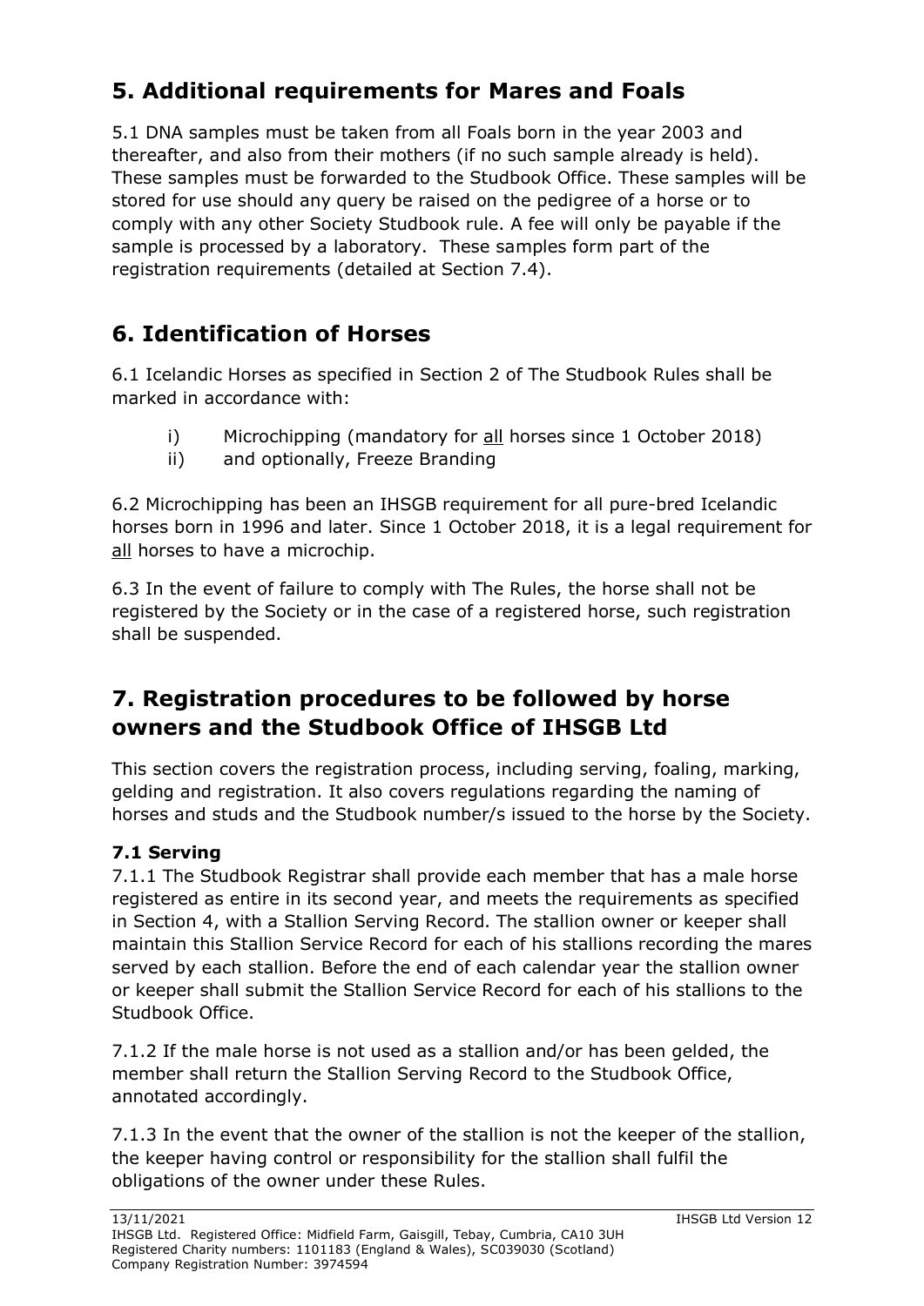## 5. Additional requirements for Mares and Foals

5.1 DNA samples must be taken from all Foals born in the year 2003 and thereafter, and also from their mothers (if no such sample already is held). These samples must be forwarded to the Studbook Office. These samples will be stored for use should any query be raised on the pedigree of a horse or to comply with any other Society Studbook rule. A fee will only be payable if the sample is processed by a laboratory. These samples form part of the registration requirements (detailed at Section 7.4).

## 6. Identification of Horses

6.1 Icelandic Horses as specified in Section 2 of The Studbook Rules shall be marked in accordance with:

i) Microchipping (mandatory for all horses since 1 October 2018)
ii) and optionally, Freeze Branding

6.2 Microchipping has been an IHSGB requirement for all pure-bred Icelandic horses born in 1996 and later. Since 1 October 2018, it is a legal requirement for all horses to have a microchip.

6.3 In the event of failure to comply with The Rules, the horse shall not be registered by the Society or in the case of a registered horse, such registration shall be suspended.

## 7. Registration procedures to be followed by horse owners and the Studbook Office of IHSGB Ltd

This section covers the registration process, including serving, foaling, marking, gelding and registration. It also covers regulations regarding the naming of horses and studs and the Studbook number/s issued to the horse by the Society.

### 7.1 Serving

7.1.1 The Studbook Registrar shall provide each member that has a male horse registered as entire in its second year, and meets the requirements as specified in Section 4, with a Stallion Serving Record. The stallion owner or keeper shall maintain this Stallion Service Record for each of his stallions recording the mares served by each stallion. Before the end of each calendar year the stallion owner or keeper shall submit the Stallion Service Record for each of his stallions to the Studbook Office.

7.1.2 If the male horse is not used as a stallion and/or has been gelded, the member shall return the Stallion Serving Record to the Studbook Office, annotated accordingly.

7.1.3 In the event that the owner of the stallion is not the keeper of the stallion, the keeper having control or responsibility for the stallion shall fulfil the obligations of the owner under these Rules.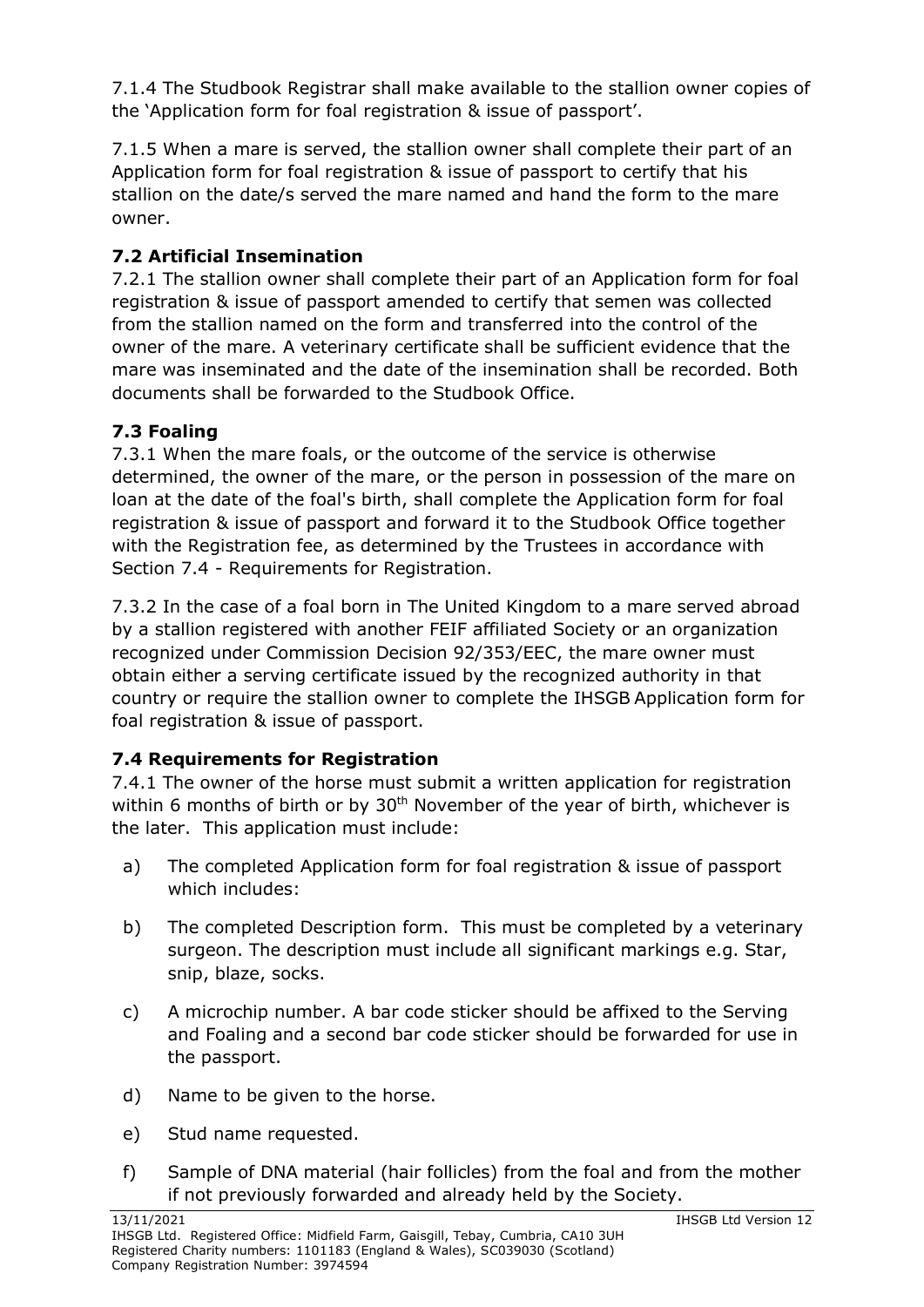7.1.4 The Studbook Registrar shall make available to the stallion owner copies of the 'Application form for foal registration & issue of passport'.

7.1.5 When a mare is served, the stallion owner shall complete their part of an Application form for foal registration & issue of passport to certify that his stallion on the date/s served the mare named and hand the form to the mare owner.

### 7.2 Artificial Insemination

7.2.1 The stallion owner shall complete their part of an Application form for foal registration & issue of passport amended to certify that semen was collected from the stallion named on the form and transferred into the control of the owner of the mare. A veterinary certificate shall be sufficient evidence that the mare was inseminated and the date of the insemination shall be recorded. Both documents shall be forwarded to the Studbook Office.

### 7.3 Foaling

7.3.1 When the mare foals, or the outcome of the service is otherwise determined, the owner of the mare, or the person in possession of the mare on loan at the date of the foal's birth, shall complete the Application form for foal registration & issue of passport and forward it to the Studbook Office together with the Registration fee, as determined by the Trustees in accordance with Section 7.4 - Requirements for Registration.

7.3.2 In the case of a foal born in The United Kingdom to a mare served abroad by a stallion registered with another FEIF affiliated Society or an organization recognized under Commission Decision 92/353/EEC, the mare owner must obtain either a serving certificate issued by the recognized authority in that country or require the stallion owner to complete the IHSGB Application form for foal registration & issue of passport.

### 7.4 Requirements for Registration

7.4.1 The owner of the horse must submit a written application for registration within 6 months of birth or by 30th November of the year of birth, whichever is the later. This application must include:

a) The completed Application form for foal registration & issue of passport which includes:

b) The completed Description form. This must be completed by a veterinary surgeon. The description must include all significant markings e.g. Star, snip, blaze, socks.

c) A microchip number. A bar code sticker should be affixed to the Serving and Foaling and a second bar code sticker should be forwarded for use in the passport.

d) Name to be given to the horse.

e) Stud name requested.

f) Sample of DNA material (hair follicles) from the foal and from the mother if not previously forwarded and already held by the Society.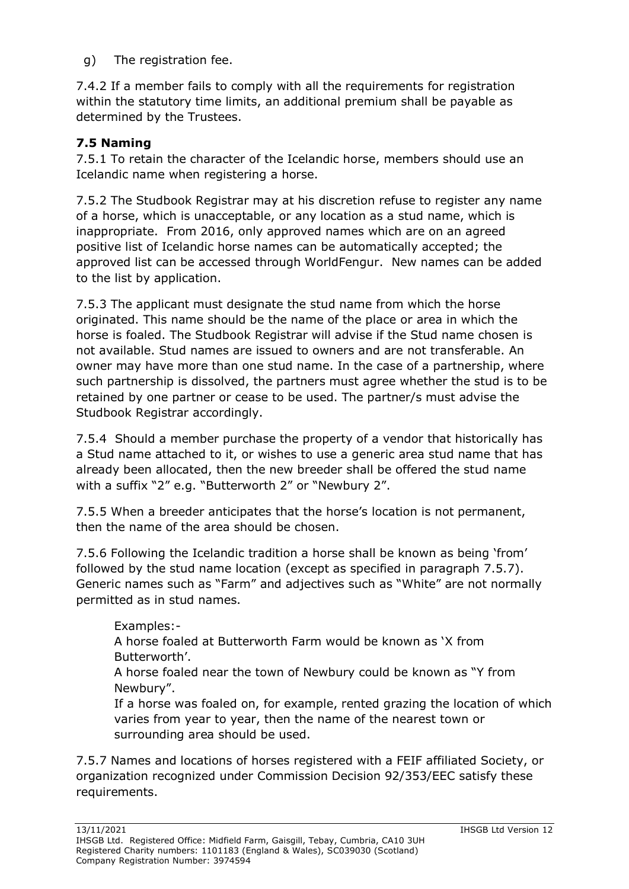g) The registration fee.

7.4.2 If a member fails to comply with all the requirements for registration within the statutory time limits, an additional premium shall be payable as determined by the Trustees.

### 7.5 Naming

7.5.1 To retain the character of the Icelandic horse, members should use an Icelandic name when registering a horse.

7.5.2 The Studbook Registrar may at his discretion refuse to register any name of a horse, which is unacceptable, or any location as a stud name, which is inappropriate. From 2016, only approved names which are on an agreed positive list of Icelandic horse names can be automatically accepted; the approved list can be accessed through WorldFengur. New names can be added to the list by application.

7.5.3 The applicant must designate the stud name from which the horse originated. This name should be the name of the place or area in which the horse is foaled. The Studbook Registrar will advise if the Stud name chosen is not available. Stud names are issued to owners and are not transferable. An owner may have more than one stud name. In the case of a partnership, where such partnership is dissolved, the partners must agree whether the stud is to be retained by one partner or cease to be used. The partner/s must advise the Studbook Registrar accordingly.

7.5.4 Should a member purchase the property of a vendor that historically has a Stud name attached to it, or wishes to use a generic area stud name that has already been allocated, then the new breeder shall be offered the stud name with a suffix "2" e.g. "Butterworth 2" or "Newbury 2".

7.5.5 When a breeder anticipates that the horse's location is not permanent, then the name of the area should be chosen.

7.5.6 Following the Icelandic tradition a horse shall be known as being 'from' followed by the stud name location (except as specified in paragraph 7.5.7). Generic names such as "Farm" and adjectives such as "White" are not normally permitted as in stud names.

> Examples:-
>
> A horse foaled at Butterworth Farm would be known as 'X from Butterworth'.
>
> A horse foaled near the town of Newbury could be known as "Y from Newbury".
>
> If a horse was foaled on, for example, rented grazing the location of which varies from year to year, then the name of the nearest town or surrounding area should be used.

7.5.7 Names and locations of horses registered with a FEIF affiliated Society, or organization recognized under Commission Decision 92/353/EEC satisfy these requirements.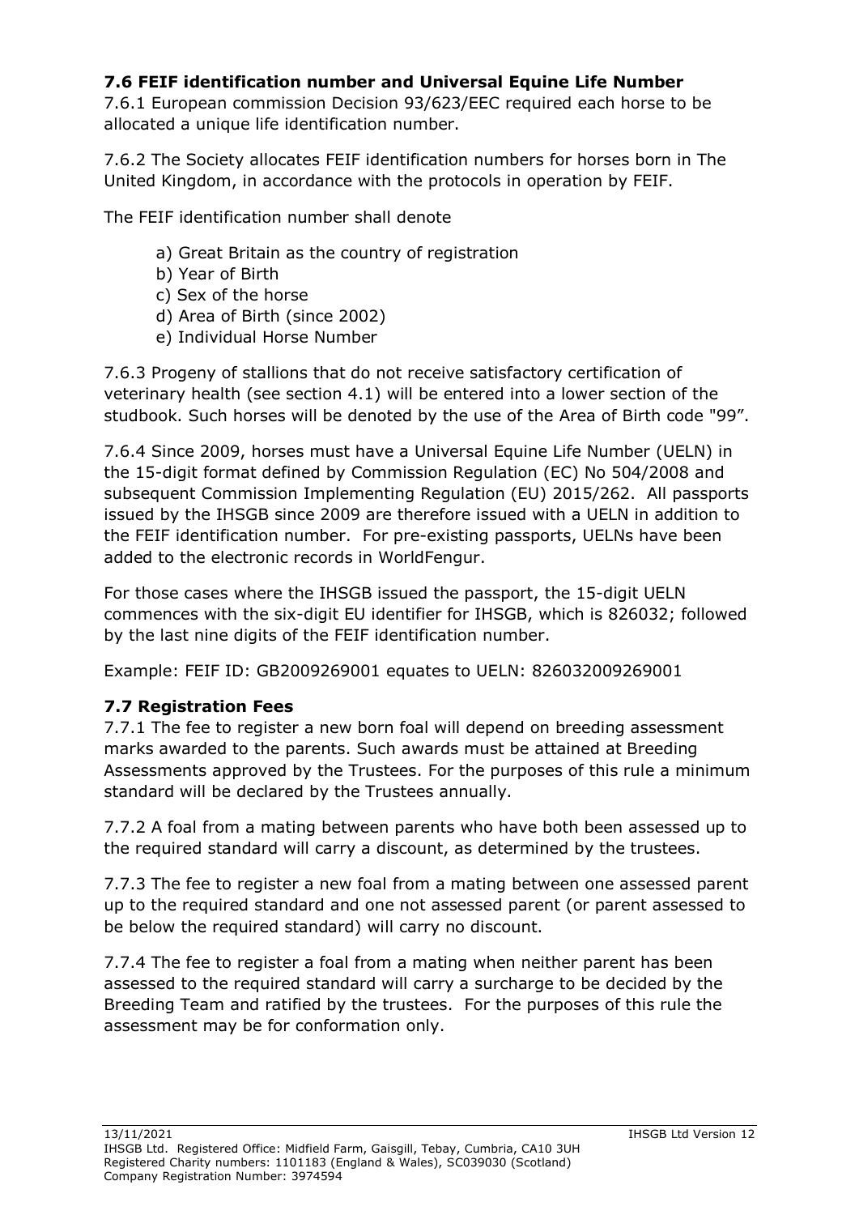### 7.6 FEIF identification number and Universal Equine Life Number

7.6.1 European commission Decision 93/623/EEC required each horse to be allocated a unique life identification number.

7.6.2 The Society allocates FEIF identification numbers for horses born in The United Kingdom, in accordance with the protocols in operation by FEIF.

The FEIF identification number shall denote

a) Great Britain as the country of registration
b) Year of Birth
c) Sex of the horse
d) Area of Birth (since 2002)
e) Individual Horse Number

7.6.3 Progeny of stallions that do not receive satisfactory certification of veterinary health (see section 4.1) will be entered into a lower section of the studbook. Such horses will be denoted by the use of the Area of Birth code "99".

7.6.4 Since 2009, horses must have a Universal Equine Life Number (UELN) in the 15-digit format defined by Commission Regulation (EC) No 504/2008 and subsequent Commission Implementing Regulation (EU) 2015/262. All passports issued by the IHSGB since 2009 are therefore issued with a UELN in addition to the FEIF identification number. For pre-existing passports, UELNs have been added to the electronic records in WorldFengur.

For those cases where the IHSGB issued the passport, the 15-digit UELN commences with the six-digit EU identifier for IHSGB, which is 826032; followed by the last nine digits of the FEIF identification number.

Example: FEIF ID: GB2009269001 equates to UELN: 826032009269001

### 7.7 Registration Fees

7.7.1 The fee to register a new born foal will depend on breeding assessment marks awarded to the parents. Such awards must be attained at Breeding Assessments approved by the Trustees. For the purposes of this rule a minimum standard will be declared by the Trustees annually.

7.7.2 A foal from a mating between parents who have both been assessed up to the required standard will carry a discount, as determined by the trustees.

7.7.3 The fee to register a new foal from a mating between one assessed parent up to the required standard and one not assessed parent (or parent assessed to be below the required standard) will carry no discount.

7.7.4 The fee to register a foal from a mating when neither parent has been assessed to the required standard will carry a surcharge to be decided by the Breeding Team and ratified by the trustees. For the purposes of this rule the assessment may be for conformation only.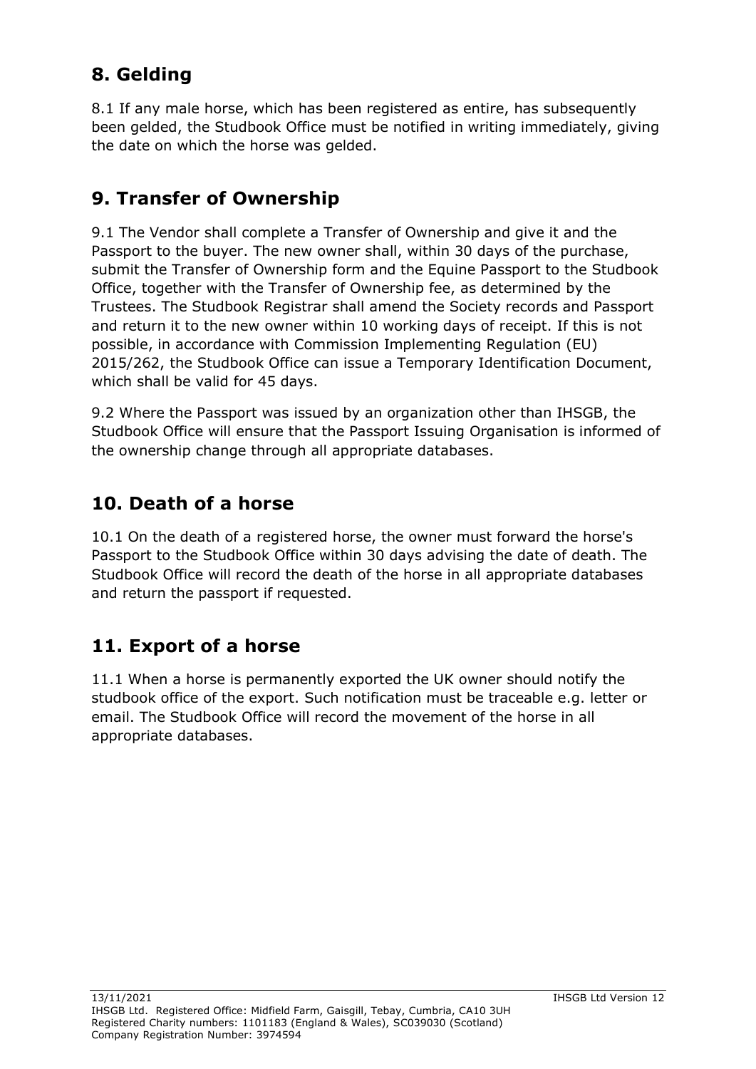## 8. Gelding

8.1 If any male horse, which has been registered as entire, has subsequently been gelded, the Studbook Office must be notified in writing immediately, giving the date on which the horse was gelded.

## 9. Transfer of Ownership

9.1 The Vendor shall complete a Transfer of Ownership and give it and the Passport to the buyer. The new owner shall, within 30 days of the purchase, submit the Transfer of Ownership form and the Equine Passport to the Studbook Office, together with the Transfer of Ownership fee, as determined by the Trustees. The Studbook Registrar shall amend the Society records and Passport and return it to the new owner within 10 working days of receipt. If this is not possible, in accordance with Commission Implementing Regulation (EU) 2015/262, the Studbook Office can issue a Temporary Identification Document, which shall be valid for 45 days.

9.2 Where the Passport was issued by an organization other than IHSGB, the Studbook Office will ensure that the Passport Issuing Organisation is informed of the ownership change through all appropriate databases.

## 10. Death of a horse

10.1 On the death of a registered horse, the owner must forward the horse's Passport to the Studbook Office within 30 days advising the date of death. The Studbook Office will record the death of the horse in all appropriate databases and return the passport if requested.

## 11. Export of a horse

11.1 When a horse is permanently exported the UK owner should notify the studbook office of the export. Such notification must be traceable e.g. letter or email. The Studbook Office will record the movement of the horse in all appropriate databases.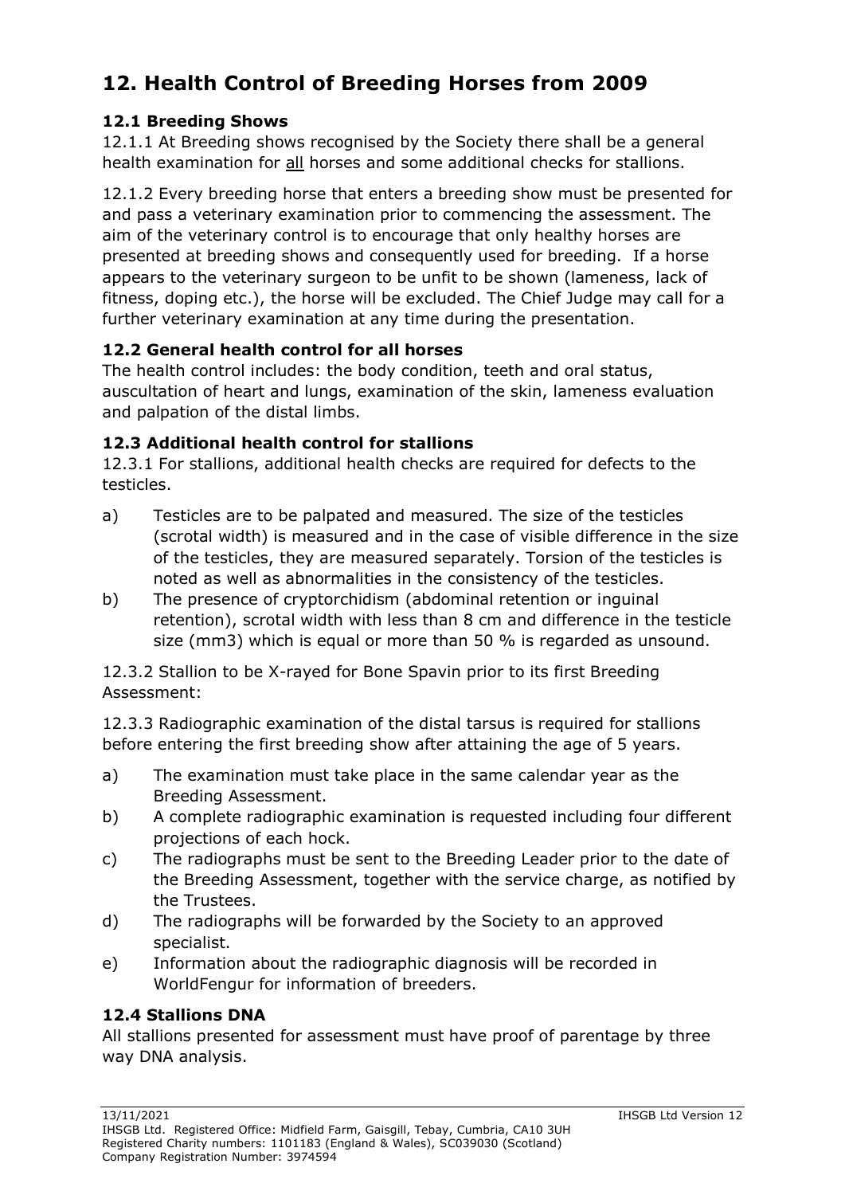# 12. Health Control of Breeding Horses from 2009

### 12.1 Breeding Shows

12.1.1 At Breeding shows recognised by the Society there shall be a general health examination for all horses and some additional checks for stallions.

12.1.2 Every breeding horse that enters a breeding show must be presented for and pass a veterinary examination prior to commencing the assessment. The aim of the veterinary control is to encourage that only healthy horses are presented at breeding shows and consequently used for breeding. If a horse appears to the veterinary surgeon to be unfit to be shown (lameness, lack of fitness, doping etc.), the horse will be excluded. The Chief Judge may call for a further veterinary examination at any time during the presentation.

### 12.2 General health control for all horses

The health control includes: the body condition, teeth and oral status, auscultation of heart and lungs, examination of the skin, lameness evaluation and palpation of the distal limbs.

### 12.3 Additional health control for stallions

12.3.1 For stallions, additional health checks are required for defects to the testicles.

a) Testicles are to be palpated and measured. The size of the testicles (scrotal width) is measured and in the case of visible difference in the size of the testicles, they are measured separately. Torsion of the testicles is noted as well as abnormalities in the consistency of the testicles.

b) The presence of cryptorchidism (abdominal retention or inguinal retention), scrotal width with less than 8 cm and difference in the testicle size ($mm^3$) which is equal or more than 50 % is regarded as unsound.

12.3.2 Stallion to be X-rayed for Bone Spavin prior to its first Breeding Assessment:

12.3.3 Radiographic examination of the distal tarsus is required for stallions before entering the first breeding show after attaining the age of 5 years.

a) The examination must take place in the same calendar year as the Breeding Assessment.

b) A complete radiographic examination is requested including four different projections of each hock.

c) The radiographs must be sent to the Breeding Leader prior to the date of the Breeding Assessment, together with the service charge, as notified by the Trustees.

d) The radiographs will be forwarded by the Society to an approved specialist.

e) Information about the radiographic diagnosis will be recorded in WorldFengur for information of breeders.

### 12.4 Stallions DNA

All stallions presented for assessment must have proof of parentage by three way DNA analysis.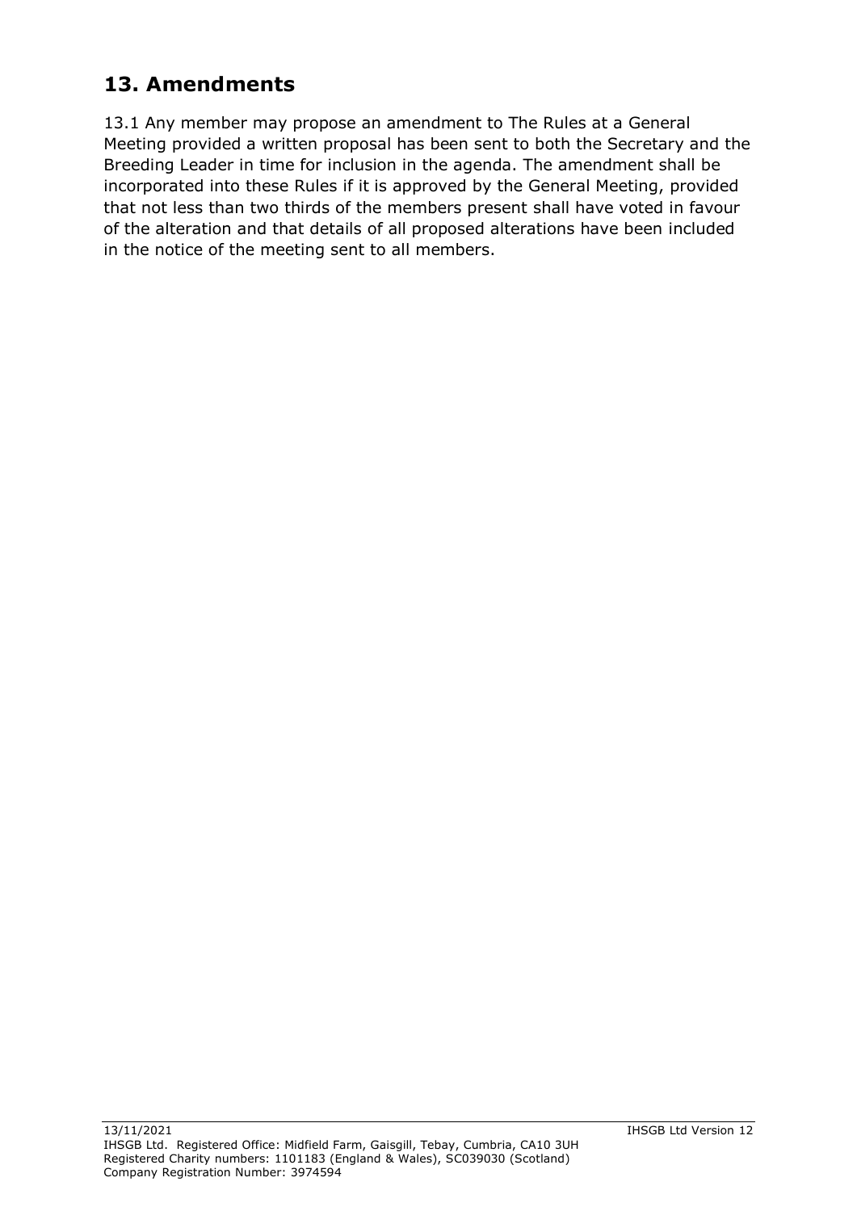## 13. Amendments

13.1 Any member may propose an amendment to The Rules at a General Meeting provided a written proposal has been sent to both the Secretary and the Breeding Leader in time for inclusion in the agenda. The amendment shall be incorporated into these Rules if it is approved by the General Meeting, provided that not less than two thirds of the members present shall have voted in favour of the alteration and that details of all proposed alterations have been included in the notice of the meeting sent to all members.